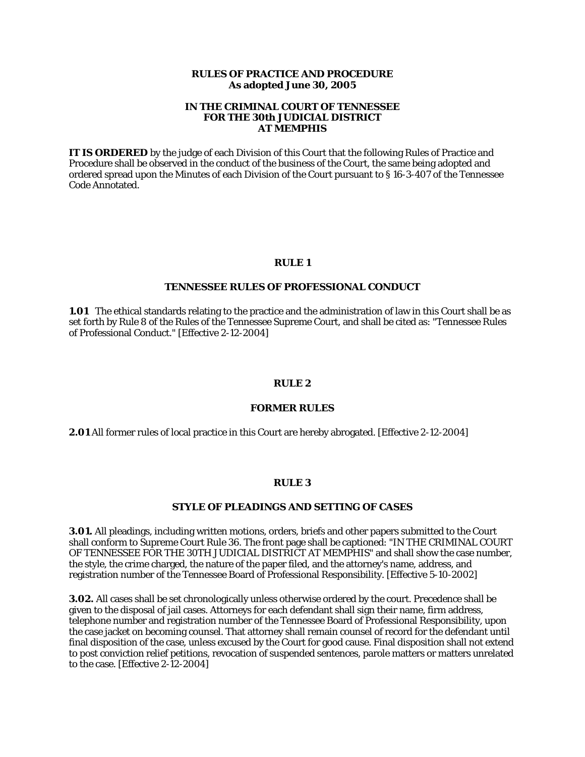**RULES OF PRACTICE AND PROCEDURE**
**As adopted June 30, 2005**

**IN THE CRIMINAL COURT OF TENNESSEE**
**FOR THE 30th JUDICIAL DISTRICT**
**AT MEMPHIS**

**IT IS ORDERED** by the judge of each Division of this Court that the following Rules of Practice and Procedure shall be observed in the conduct of the business of the Court, the same being adopted and ordered spread upon the Minutes of each Division of the Court pursuant to § 16-3-407 of the Tennessee Code Annotated.

## RULE 1

### TENNESSEE RULES OF PROFESSIONAL CONDUCT

**1.01** The ethical standards relating to the practice and the administration of law in this Court shall be as set forth by Rule 8 of the Rules of the Tennessee Supreme Court, and shall be cited as: "Tennessee Rules of Professional Conduct." [Effective 2-12-2004]

## RULE 2

### FORMER RULES

**2.01** All former rules of local practice in this Court are hereby abrogated. [Effective 2-12-2004]

## RULE 3

### STYLE OF PLEADINGS AND SETTING OF CASES

**3.01.** All pleadings, including written motions, orders, briefs and other papers submitted to the Court shall conform to Supreme Court Rule 36. The front page shall be captioned: "IN THE CRIMINAL COURT OF TENNESSEE FOR THE 30TH JUDICIAL DISTRICT AT MEMPHIS" and shall show the case number, the style, the crime charged, the nature of the paper filed, and the attorney's name, address, and registration number of the Tennessee Board of Professional Responsibility. [Effective 5-10-2002]

**3.02.** All cases shall be set chronologically unless otherwise ordered by the court. Precedence shall be given to the disposal of jail cases. Attorneys for each defendant shall sign their name, firm address, telephone number and registration number of the Tennessee Board of Professional Responsibility, upon the case jacket on becoming counsel. That attorney shall remain counsel of record for the defendant until final disposition of the case, unless excused by the Court for good cause. Final disposition shall not extend to post conviction relief petitions, revocation of suspended sentences, parole matters or matters unrelated to the case. [Effective 2-12-2004]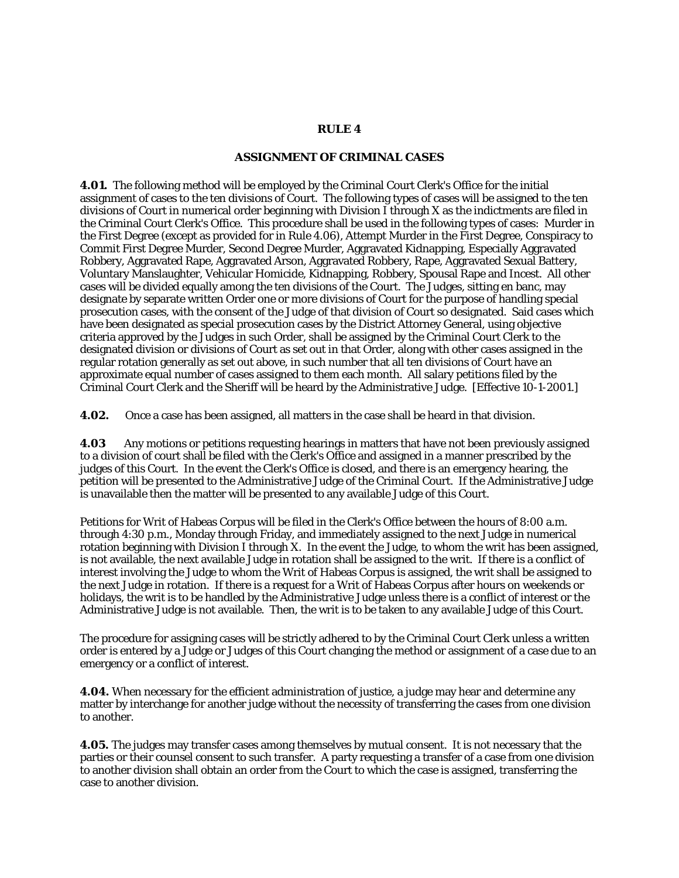## RULE 4

## ASSIGNMENT OF CRIMINAL CASES

**4.01.** The following method will be employed by the Criminal Court Clerk's Office for the initial assignment of cases to the ten divisions of Court. The following types of cases will be assigned to the ten divisions of Court in numerical order beginning with Division I through X as the indictments are filed in the Criminal Court Clerk's Office. This procedure shall be used in the following types of cases: Murder in the First Degree (except as provided for in Rule 4.06), Attempt Murder in the First Degree, Conspiracy to Commit First Degree Murder, Second Degree Murder, Aggravated Kidnapping, Especially Aggravated Robbery, Aggravated Rape, Aggravated Arson, Aggravated Robbery, Rape, Aggravated Sexual Battery, Voluntary Manslaughter, Vehicular Homicide, Kidnapping, Robbery, Spousal Rape and Incest. All other cases will be divided equally among the ten divisions of the Court. The Judges, sitting en banc, may designate by separate written Order one or more divisions of Court for the purpose of handling special prosecution cases, with the consent of the Judge of that division of Court so designated. Said cases which have been designated as special prosecution cases by the District Attorney General, using objective criteria approved by the Judges in such Order, shall be assigned by the Criminal Court Clerk to the designated division or divisions of Court as set out in that Order, along with other cases assigned in the regular rotation generally as set out above, in such number that all ten divisions of Court have an approximate equal number of cases assigned to them each month. All salary petitions filed by the Criminal Court Clerk and the Sheriff will be heard by the Administrative Judge. [Effective 10-1-2001.]

**4.02.** Once a case has been assigned, all matters in the case shall be heard in that division.

**4.03** Any motions or petitions requesting hearings in matters that have not been previously assigned to a division of court shall be filed with the Clerk's Office and assigned in a manner prescribed by the judges of this Court. In the event the Clerk's Office is closed, and there is an emergency hearing, the petition will be presented to the Administrative Judge of the Criminal Court. If the Administrative Judge is unavailable then the matter will be presented to any available Judge of this Court.

Petitions for Writ of Habeas Corpus will be filed in the Clerk's Office between the hours of 8:00 a.m. through 4:30 p.m., Monday through Friday, and immediately assigned to the next Judge in numerical rotation beginning with Division I through X. In the event the Judge, to whom the writ has been assigned, is not available, the next available Judge in rotation shall be assigned to the writ. If there is a conflict of interest involving the Judge to whom the Writ of Habeas Corpus is assigned, the writ shall be assigned to the next Judge in rotation. If there is a request for a Writ of Habeas Corpus after hours on weekends or holidays, the writ is to be handled by the Administrative Judge unless there is a conflict of interest or the Administrative Judge is not available. Then, the writ is to be taken to any available Judge of this Court.

The procedure for assigning cases will be strictly adhered to by the Criminal Court Clerk unless a written order is entered by a Judge or Judges of this Court changing the method or assignment of a case due to an emergency or a conflict of interest.

**4.04.** When necessary for the efficient administration of justice, a judge may hear and determine any matter by interchange for another judge without the necessity of transferring the cases from one division to another.

**4.05.** The judges may transfer cases among themselves by mutual consent. It is not necessary that the parties or their counsel consent to such transfer. A party requesting a transfer of a case from one division to another division shall obtain an order from the Court to which the case is assigned, transferring the case to another division.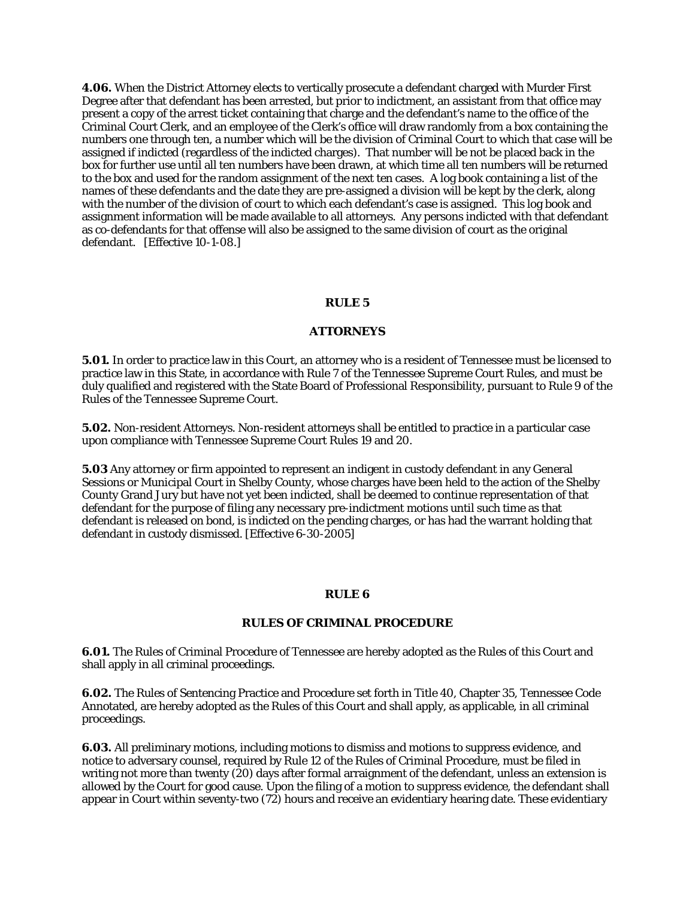**4.06.** When the District Attorney elects to vertically prosecute a defendant charged with Murder First Degree after that defendant has been arrested, but prior to indictment, an assistant from that office may present a copy of the arrest ticket containing that charge and the defendant's name to the office of the Criminal Court Clerk, and an employee of the Clerk's office will draw randomly from a box containing the numbers one through ten, a number which will be the division of Criminal Court to which that case will be assigned if indicted (regardless of the indicted charges). That number will be not be placed back in the box for further use until all ten numbers have been drawn, at which time all ten numbers will be returned to the box and used for the random assignment of the next ten cases. A log book containing a list of the names of these defendants and the date they are pre-assigned a division will be kept by the clerk, along with the number of the division of court to which each defendant's case is assigned. This log book and assignment information will be made available to all attorneys. Any persons indicted with that defendant as co-defendants for that offense will also be assigned to the same division of court as the original defendant. [Effective 10-1-08.]

## RULE 5

## ATTORNEYS

**5.01.** In order to practice law in this Court, an attorney who is a resident of Tennessee must be licensed to practice law in this State, in accordance with Rule 7 of the Tennessee Supreme Court Rules, and must be duly qualified and registered with the State Board of Professional Responsibility, pursuant to Rule 9 of the Rules of the Tennessee Supreme Court.

**5.02.** Non-resident Attorneys. Non-resident attorneys shall be entitled to practice in a particular case upon compliance with Tennessee Supreme Court Rules 19 and 20.

**5.03** Any attorney or firm appointed to represent an indigent in custody defendant in any General Sessions or Municipal Court in Shelby County, whose charges have been held to the action of the Shelby County Grand Jury but have not yet been indicted, shall be deemed to continue representation of that defendant for the purpose of filing any necessary pre-indictment motions until such time as that defendant is released on bond, is indicted on the pending charges, or has had the warrant holding that defendant in custody dismissed. [Effective 6-30-2005]

## RULE 6

## RULES OF CRIMINAL PROCEDURE

**6.01.** The Rules of Criminal Procedure of Tennessee are hereby adopted as the Rules of this Court and shall apply in all criminal proceedings.

**6.02.** The Rules of Sentencing Practice and Procedure set forth in Title 40, Chapter 35, Tennessee Code Annotated, are hereby adopted as the Rules of this Court and shall apply, as applicable, in all criminal proceedings.

**6.03.** All preliminary motions, including motions to dismiss and motions to suppress evidence, and notice to adversary counsel, required by Rule 12 of the Rules of Criminal Procedure, must be filed in writing not more than twenty (20) days after formal arraignment of the defendant, unless an extension is allowed by the Court for good cause. Upon the filing of a motion to suppress evidence, the defendant shall appear in Court within seventy-two (72) hours and receive an evidentiary hearing date. These evidentiary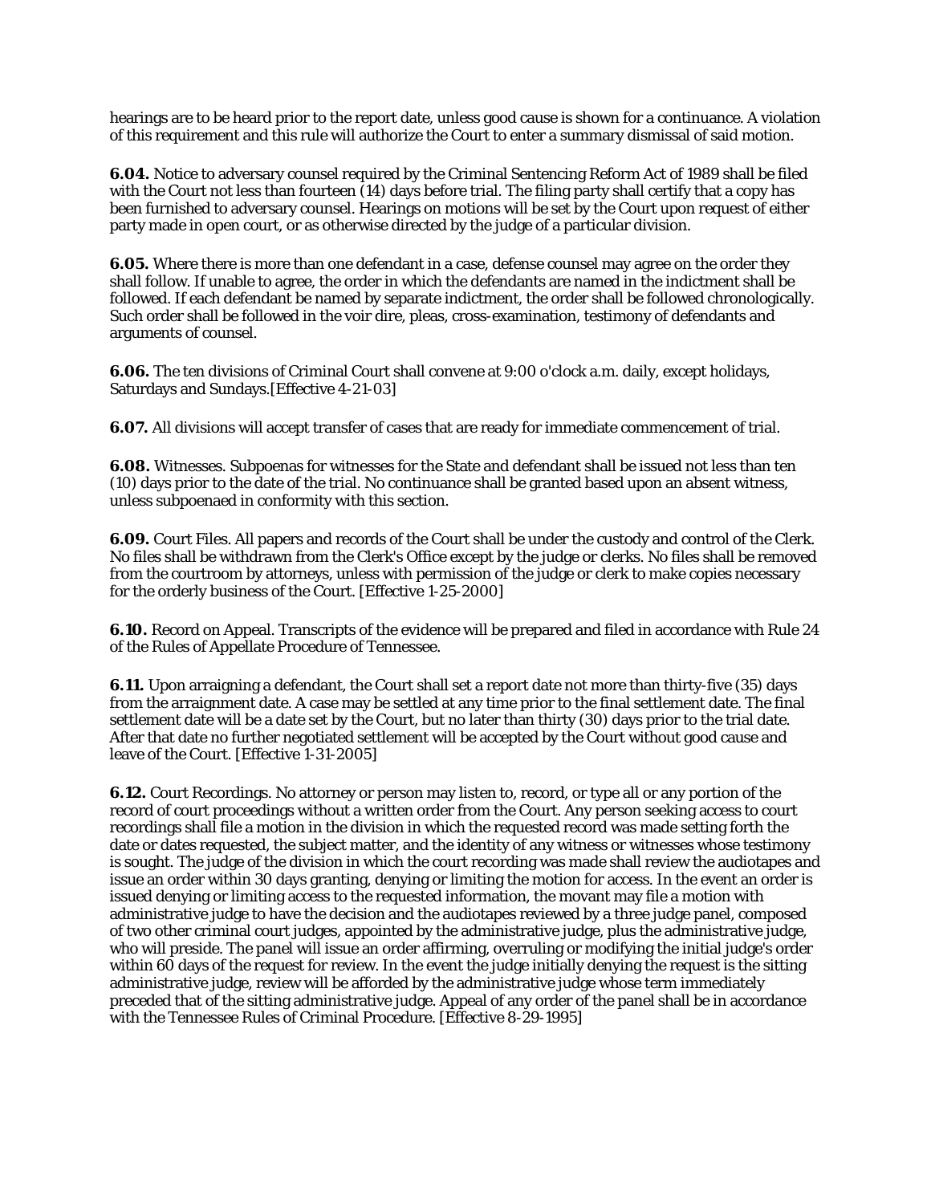hearings are to be heard prior to the report date, unless good cause is shown for a continuance. A violation of this requirement and this rule will authorize the Court to enter a summary dismissal of said motion.

**6.04.** Notice to adversary counsel required by the Criminal Sentencing Reform Act of 1989 shall be filed with the Court not less than fourteen (14) days before trial. The filing party shall certify that a copy has been furnished to adversary counsel. Hearings on motions will be set by the Court upon request of either party made in open court, or as otherwise directed by the judge of a particular division.

**6.05.** Where there is more than one defendant in a case, defense counsel may agree on the order they shall follow. If unable to agree, the order in which the defendants are named in the indictment shall be followed. If each defendant be named by separate indictment, the order shall be followed chronologically. Such order shall be followed in the voir dire, pleas, cross-examination, testimony of defendants and arguments of counsel.

**6.06.** The ten divisions of Criminal Court shall convene at 9:00 o'clock a.m. daily, except holidays, Saturdays and Sundays.[Effective 4-21-03]

**6.07.** All divisions will accept transfer of cases that are ready for immediate commencement of trial.

**6.08.** Witnesses. Subpoenas for witnesses for the State and defendant shall be issued not less than ten (10) days prior to the date of the trial. No continuance shall be granted based upon an absent witness, unless subpoenaed in conformity with this section.

**6.09.** Court Files. All papers and records of the Court shall be under the custody and control of the Clerk. No files shall be withdrawn from the Clerk's Office except by the judge or clerks. No files shall be removed from the courtroom by attorneys, unless with permission of the judge or clerk to make copies necessary for the orderly business of the Court. [Effective 1-25-2000]

**6.10.** Record on Appeal. Transcripts of the evidence will be prepared and filed in accordance with Rule 24 of the Rules of Appellate Procedure of Tennessee.

**6.11.** Upon arraigning a defendant, the Court shall set a report date not more than thirty-five (35) days from the arraignment date. A case may be settled at any time prior to the final settlement date. The final settlement date will be a date set by the Court, but no later than thirty (30) days prior to the trial date. After that date no further negotiated settlement will be accepted by the Court without good cause and leave of the Court. [Effective 1-31-2005]

**6.12.** Court Recordings. No attorney or person may listen to, record, or type all or any portion of the record of court proceedings without a written order from the Court. Any person seeking access to court recordings shall file a motion in the division in which the requested record was made setting forth the date or dates requested, the subject matter, and the identity of any witness or witnesses whose testimony is sought. The judge of the division in which the court recording was made shall review the audiotapes and issue an order within 30 days granting, denying or limiting the motion for access. In the event an order is issued denying or limiting access to the requested information, the movant may file a motion with administrative judge to have the decision and the audiotapes reviewed by a three judge panel, composed of two other criminal court judges, appointed by the administrative judge, plus the administrative judge, who will preside. The panel will issue an order affirming, overruling or modifying the initial judge's order within 60 days of the request for review. In the event the judge initially denying the request is the sitting administrative judge, review will be afforded by the administrative judge whose term immediately preceded that of the sitting administrative judge. Appeal of any order of the panel shall be in accordance with the Tennessee Rules of Criminal Procedure. [Effective 8-29-1995]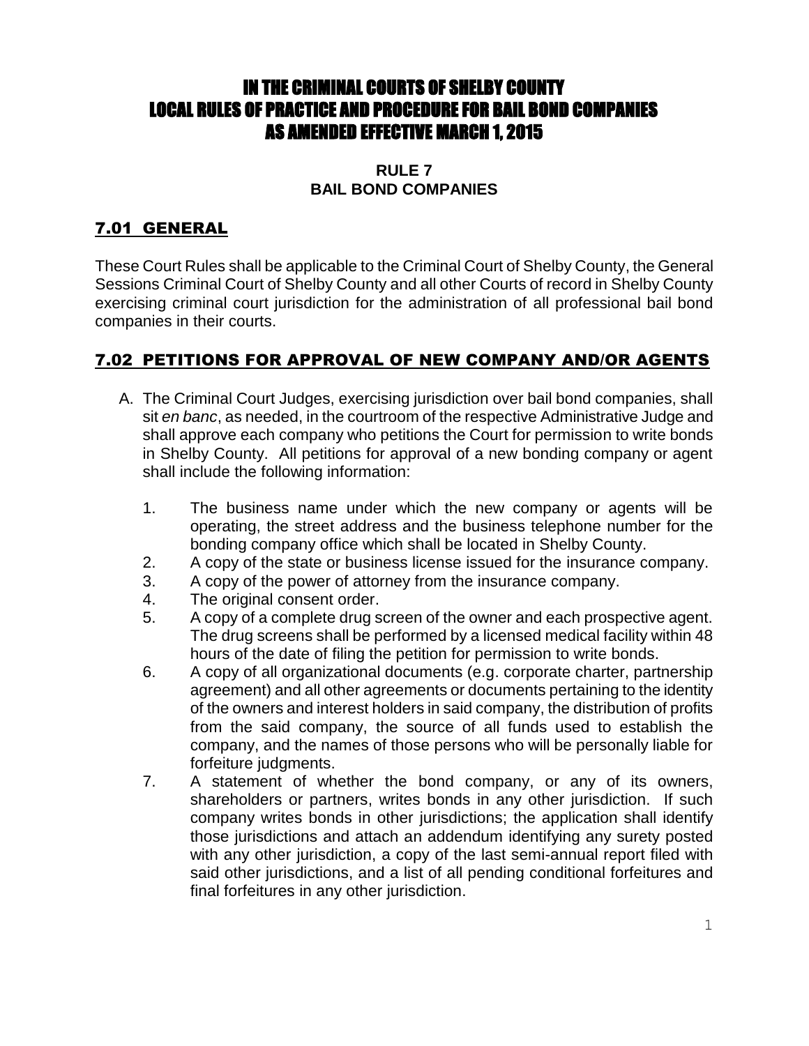# IN THE CRIMINAL COURTS OF SHELBY COUNTY LOCAL RULES OF PRACTICE AND PROCEDURE FOR BAIL BOND COMPANIES AS AMENDED EFFECTIVE MARCH 1, 2015

**RULE 7**
**BAIL BOND COMPANIES**

## 7.01 GENERAL

These Court Rules shall be applicable to the Criminal Court of Shelby County, the General Sessions Criminal Court of Shelby County and all other Courts of record in Shelby County exercising criminal court jurisdiction for the administration of all professional bail bond companies in their courts.

## 7.02 PETITIONS FOR APPROVAL OF NEW COMPANY AND/OR AGENTS

A. The Criminal Court Judges, exercising jurisdiction over bail bond companies, shall sit *en banc*, as needed, in the courtroom of the respective Administrative Judge and shall approve each company who petitions the Court for permission to write bonds in Shelby County. All petitions for approval of a new bonding company or agent shall include the following information:

   1. The business name under which the new company or agents will be operating, the street address and the business telephone number for the bonding company office which shall be located in Shelby County.
   2. A copy of the state or business license issued for the insurance company.
   3. A copy of the power of attorney from the insurance company.
   4. The original consent order.
   5. A copy of a complete drug screen of the owner and each prospective agent. The drug screens shall be performed by a licensed medical facility within 48 hours of the date of filing the petition for permission to write bonds.
   6. A copy of all organizational documents (e.g. corporate charter, partnership agreement) and all other agreements or documents pertaining to the identity of the owners and interest holders in said company, the distribution of profits from the said company, the source of all funds used to establish the company, and the names of those persons who will be personally liable for forfeiture judgments.
   7. A statement of whether the bond company, or any of its owners, shareholders or partners, writes bonds in any other jurisdiction. If such company writes bonds in other jurisdictions; the application shall identify those jurisdictions and attach an addendum identifying any surety posted with any other jurisdiction, a copy of the last semi-annual report filed with said other jurisdictions, and a list of all pending conditional forfeitures and final forfeitures in any other jurisdiction.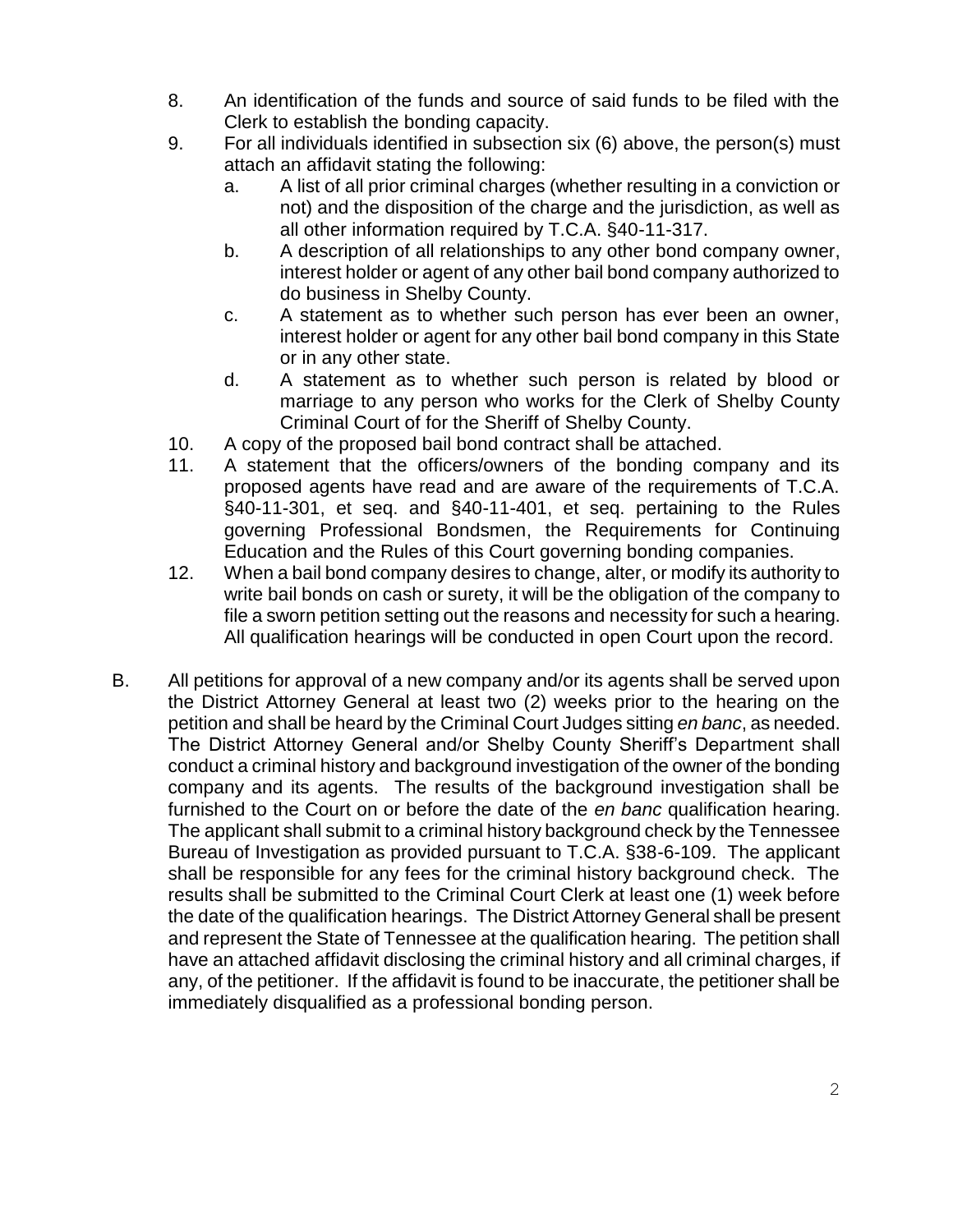8. An identification of the funds and source of said funds to be filed with the Clerk to establish the bonding capacity.
9. For all individuals identified in subsection six (6) above, the person(s) must attach an affidavit stating the following:
   a. A list of all prior criminal charges (whether resulting in a conviction or not) and the disposition of the charge and the jurisdiction, as well as all other information required by T.C.A. §40-11-317.
   b. A description of all relationships to any other bond company owner, interest holder or agent of any other bail bond company authorized to do business in Shelby County.
   c. A statement as to whether such person has ever been an owner, interest holder or agent for any other bail bond company in this State or in any other state.
   d. A statement as to whether such person is related by blood or marriage to any person who works for the Clerk of Shelby County Criminal Court of for the Sheriff of Shelby County.
10. A copy of the proposed bail bond contract shall be attached.
11. A statement that the officers/owners of the bonding company and its proposed agents have read and are aware of the requirements of T.C.A. §40-11-301, et seq. and §40-11-401, et seq. pertaining to the Rules governing Professional Bondsmen, the Requirements for Continuing Education and the Rules of this Court governing bonding companies.
12. When a bail bond company desires to change, alter, or modify its authority to write bail bonds on cash or surety, it will be the obligation of the company to file a sworn petition setting out the reasons and necessity for such a hearing. All qualification hearings will be conducted in open Court upon the record.

B. All petitions for approval of a new company and/or its agents shall be served upon the District Attorney General at least two (2) weeks prior to the hearing on the petition and shall be heard by the Criminal Court Judges sitting *en banc*, as needed. The District Attorney General and/or Shelby County Sheriff's Department shall conduct a criminal history and background investigation of the owner of the bonding company and its agents. The results of the background investigation shall be furnished to the Court on or before the date of the *en banc* qualification hearing. The applicant shall submit to a criminal history background check by the Tennessee Bureau of Investigation as provided pursuant to T.C.A. §38-6-109. The applicant shall be responsible for any fees for the criminal history background check. The results shall be submitted to the Criminal Court Clerk at least one (1) week before the date of the qualification hearings. The District Attorney General shall be present and represent the State of Tennessee at the qualification hearing. The petition shall have an attached affidavit disclosing the criminal history and all criminal charges, if any, of the petitioner. If the affidavit is found to be inaccurate, the petitioner shall be immediately disqualified as a professional bonding person.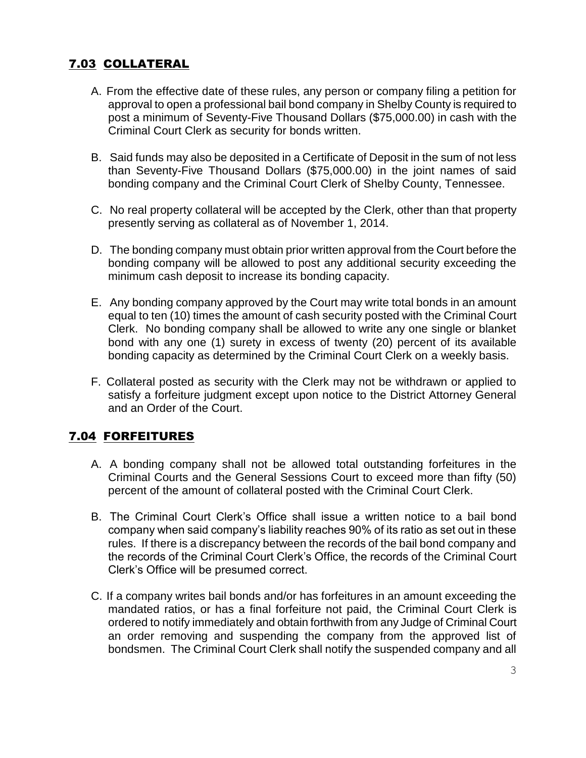## 7.03 COLLATERAL

A. From the effective date of these rules, any person or company filing a petition for approval to open a professional bail bond company in Shelby County is required to post a minimum of Seventy-Five Thousand Dollars ($75,000.00) in cash with the Criminal Court Clerk as security for bonds written.

B. Said funds may also be deposited in a Certificate of Deposit in the sum of not less than Seventy-Five Thousand Dollars ($75,000.00) in the joint names of said bonding company and the Criminal Court Clerk of Shelby County, Tennessee.

C. No real property collateral will be accepted by the Clerk, other than that property presently serving as collateral as of November 1, 2014.

D. The bonding company must obtain prior written approval from the Court before the bonding company will be allowed to post any additional security exceeding the minimum cash deposit to increase its bonding capacity.

E. Any bonding company approved by the Court may write total bonds in an amount equal to ten (10) times the amount of cash security posted with the Criminal Court Clerk. No bonding company shall be allowed to write any one single or blanket bond with any one (1) surety in excess of twenty (20) percent of its available bonding capacity as determined by the Criminal Court Clerk on a weekly basis.

F. Collateral posted as security with the Clerk may not be withdrawn or applied to satisfy a forfeiture judgment except upon notice to the District Attorney General and an Order of the Court.

## 7.04 FORFEITURES

A. A bonding company shall not be allowed total outstanding forfeitures in the Criminal Courts and the General Sessions Court to exceed more than fifty (50) percent of the amount of collateral posted with the Criminal Court Clerk.

B. The Criminal Court Clerk's Office shall issue a written notice to a bail bond company when said company's liability reaches 90% of its ratio as set out in these rules. If there is a discrepancy between the records of the bail bond company and the records of the Criminal Court Clerk's Office, the records of the Criminal Court Clerk's Office will be presumed correct.

C. If a company writes bail bonds and/or has forfeitures in an amount exceeding the mandated ratios, or has a final forfeiture not paid, the Criminal Court Clerk is ordered to notify immediately and obtain forthwith from any Judge of Criminal Court an order removing and suspending the company from the approved list of bondsmen. The Criminal Court Clerk shall notify the suspended company and all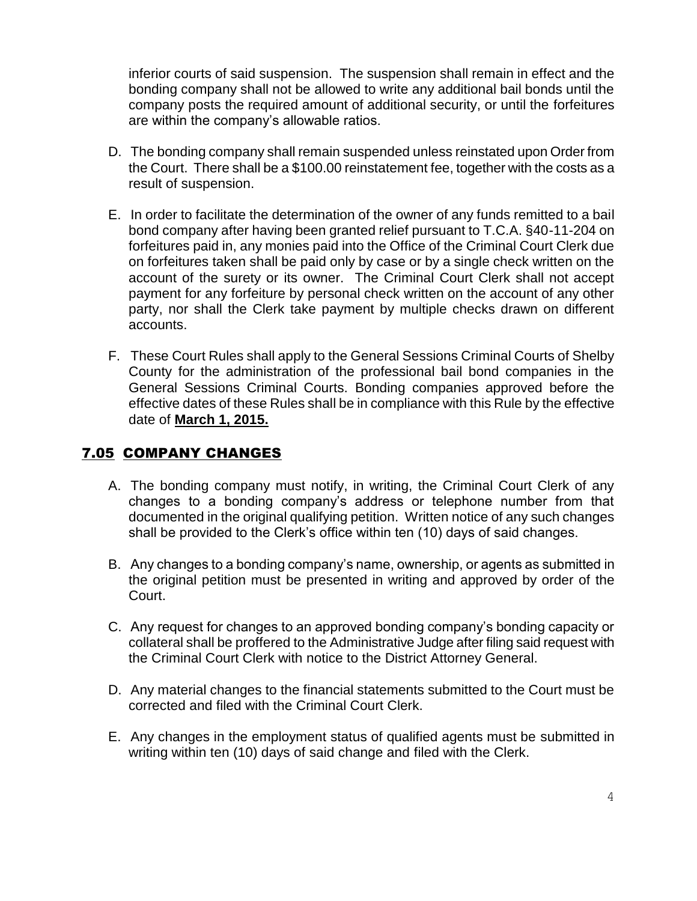inferior courts of said suspension. The suspension shall remain in effect and the bonding company shall not be allowed to write any additional bail bonds until the company posts the required amount of additional security, or until the forfeitures are within the company's allowable ratios.

D. The bonding company shall remain suspended unless reinstated upon Order from the Court. There shall be a $100.00 reinstatement fee, together with the costs as a result of suspension.

E. In order to facilitate the determination of the owner of any funds remitted to a bail bond company after having been granted relief pursuant to T.C.A. §40-11-204 on forfeitures paid in, any monies paid into the Office of the Criminal Court Clerk due on forfeitures taken shall be paid only by case or by a single check written on the account of the surety or its owner. The Criminal Court Clerk shall not accept payment for any forfeiture by personal check written on the account of any other party, nor shall the Clerk take payment by multiple checks drawn on different accounts.

F. These Court Rules shall apply to the General Sessions Criminal Courts of Shelby County for the administration of the professional bail bond companies in the General Sessions Criminal Courts. Bonding companies approved before the effective dates of these Rules shall be in compliance with this Rule by the effective date of **March 1, 2015.**

## 7.05 COMPANY CHANGES

A. The bonding company must notify, in writing, the Criminal Court Clerk of any changes to a bonding company's address or telephone number from that documented in the original qualifying petition. Written notice of any such changes shall be provided to the Clerk's office within ten (10) days of said changes.

B. Any changes to a bonding company's name, ownership, or agents as submitted in the original petition must be presented in writing and approved by order of the Court.

C. Any request for changes to an approved bonding company's bonding capacity or collateral shall be proffered to the Administrative Judge after filing said request with the Criminal Court Clerk with notice to the District Attorney General.

D. Any material changes to the financial statements submitted to the Court must be corrected and filed with the Criminal Court Clerk.

E. Any changes in the employment status of qualified agents must be submitted in writing within ten (10) days of said change and filed with the Clerk.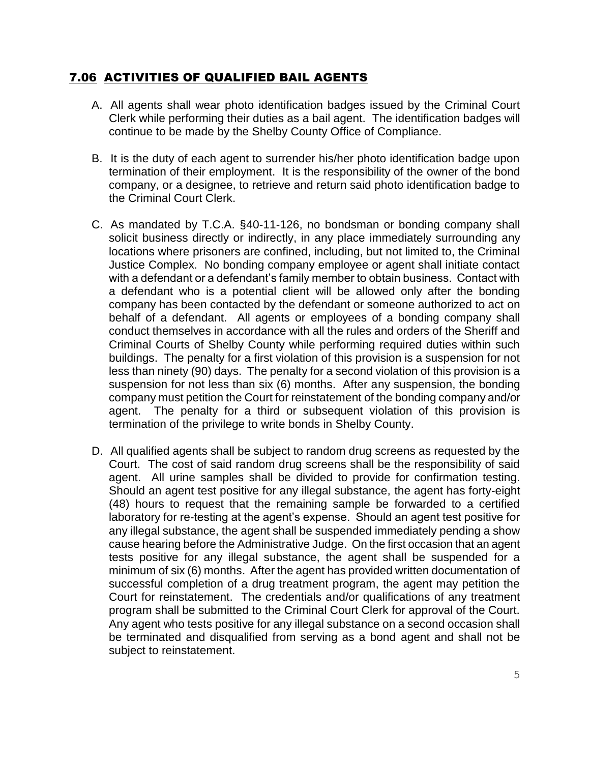## 7.06 ACTIVITIES OF QUALIFIED BAIL AGENTS

A. All agents shall wear photo identification badges issued by the Criminal Court Clerk while performing their duties as a bail agent. The identification badges will continue to be made by the Shelby County Office of Compliance.

B. It is the duty of each agent to surrender his/her photo identification badge upon termination of their employment. It is the responsibility of the owner of the bond company, or a designee, to retrieve and return said photo identification badge to the Criminal Court Clerk.

C. As mandated by T.C.A. §40-11-126, no bondsman or bonding company shall solicit business directly or indirectly, in any place immediately surrounding any locations where prisoners are confined, including, but not limited to, the Criminal Justice Complex. No bonding company employee or agent shall initiate contact with a defendant or a defendant's family member to obtain business. Contact with a defendant who is a potential client will be allowed only after the bonding company has been contacted by the defendant or someone authorized to act on behalf of a defendant. All agents or employees of a bonding company shall conduct themselves in accordance with all the rules and orders of the Sheriff and Criminal Courts of Shelby County while performing required duties within such buildings. The penalty for a first violation of this provision is a suspension for not less than ninety (90) days. The penalty for a second violation of this provision is a suspension for not less than six (6) months. After any suspension, the bonding company must petition the Court for reinstatement of the bonding company and/or agent. The penalty for a third or subsequent violation of this provision is termination of the privilege to write bonds in Shelby County.

D. All qualified agents shall be subject to random drug screens as requested by the Court. The cost of said random drug screens shall be the responsibility of said agent. All urine samples shall be divided to provide for confirmation testing. Should an agent test positive for any illegal substance, the agent has forty-eight (48) hours to request that the remaining sample be forwarded to a certified laboratory for re-testing at the agent's expense. Should an agent test positive for any illegal substance, the agent shall be suspended immediately pending a show cause hearing before the Administrative Judge. On the first occasion that an agent tests positive for any illegal substance, the agent shall be suspended for a minimum of six (6) months. After the agent has provided written documentation of successful completion of a drug treatment program, the agent may petition the Court for reinstatement. The credentials and/or qualifications of any treatment program shall be submitted to the Criminal Court Clerk for approval of the Court. Any agent who tests positive for any illegal substance on a second occasion shall be terminated and disqualified from serving as a bond agent and shall not be subject to reinstatement.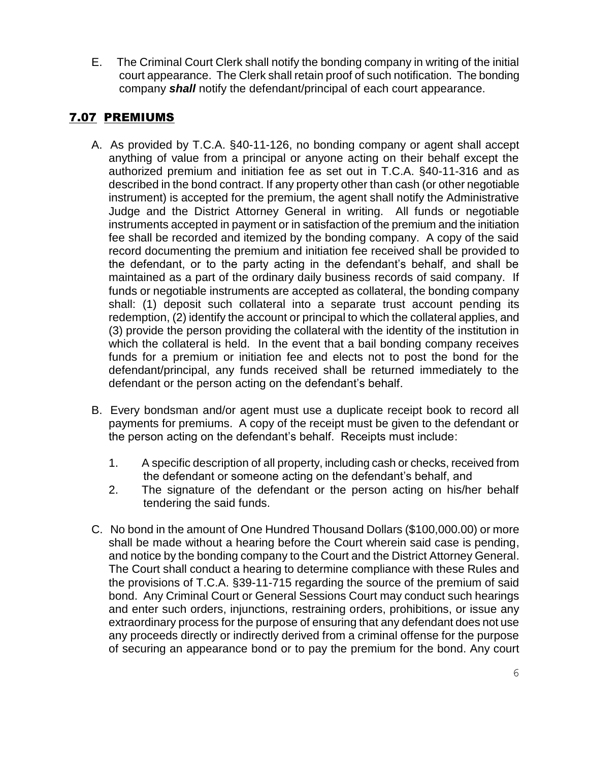E. The Criminal Court Clerk shall notify the bonding company in writing of the initial court appearance. The Clerk shall retain proof of such notification. The bonding company ***shall*** notify the defendant/principal of each court appearance.

## 7.07 PREMIUMS

A. As provided by T.C.A. §40-11-126, no bonding company or agent shall accept anything of value from a principal or anyone acting on their behalf except the authorized premium and initiation fee as set out in T.C.A. §40-11-316 and as described in the bond contract. If any property other than cash (or other negotiable instrument) is accepted for the premium, the agent shall notify the Administrative Judge and the District Attorney General in writing. All funds or negotiable instruments accepted in payment or in satisfaction of the premium and the initiation fee shall be recorded and itemized by the bonding company. A copy of the said record documenting the premium and initiation fee received shall be provided to the defendant, or to the party acting in the defendant's behalf, and shall be maintained as a part of the ordinary daily business records of said company. If funds or negotiable instruments are accepted as collateral, the bonding company shall: (1) deposit such collateral into a separate trust account pending its redemption, (2) identify the account or principal to which the collateral applies, and (3) provide the person providing the collateral with the identity of the institution in which the collateral is held. In the event that a bail bonding company receives funds for a premium or initiation fee and elects not to post the bond for the defendant/principal, any funds received shall be returned immediately to the defendant or the person acting on the defendant's behalf.

B. Every bondsman and/or agent must use a duplicate receipt book to record all payments for premiums. A copy of the receipt must be given to the defendant or the person acting on the defendant's behalf. Receipts must include:

1. A specific description of all property, including cash or checks, received from the defendant or someone acting on the defendant's behalf, and
2. The signature of the defendant or the person acting on his/her behalf tendering the said funds.

C. No bond in the amount of One Hundred Thousand Dollars ($100,000.00) or more shall be made without a hearing before the Court wherein said case is pending, and notice by the bonding company to the Court and the District Attorney General. The Court shall conduct a hearing to determine compliance with these Rules and the provisions of T.C.A. §39-11-715 regarding the source of the premium of said bond. Any Criminal Court or General Sessions Court may conduct such hearings and enter such orders, injunctions, restraining orders, prohibitions, or issue any extraordinary process for the purpose of ensuring that any defendant does not use any proceeds directly or indirectly derived from a criminal offense for the purpose of securing an appearance bond or to pay the premium for the bond. Any court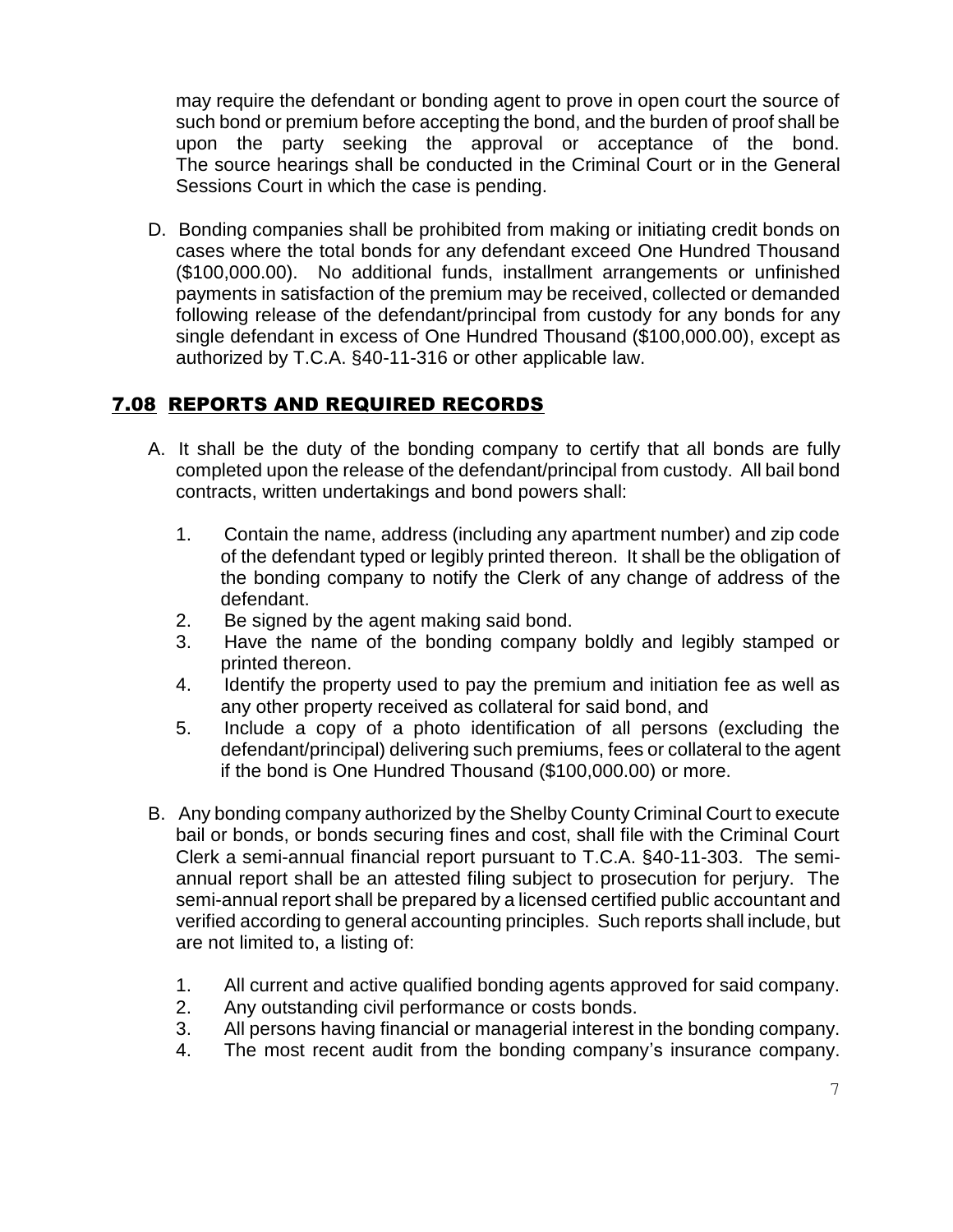may require the defendant or bonding agent to prove in open court the source of such bond or premium before accepting the bond, and the burden of proof shall be upon the party seeking the approval or acceptance of the bond. The source hearings shall be conducted in the Criminal Court or in the General Sessions Court in which the case is pending.

D. Bonding companies shall be prohibited from making or initiating credit bonds on cases where the total bonds for any defendant exceed One Hundred Thousand ($100,000.00). No additional funds, installment arrangements or unfinished payments in satisfaction of the premium may be received, collected or demanded following release of the defendant/principal from custody for any bonds for any single defendant in excess of One Hundred Thousand ($100,000.00), except as authorized by T.C.A. §40-11-316 or other applicable law.

## 7.08 REPORTS AND REQUIRED RECORDS

A. It shall be the duty of the bonding company to certify that all bonds are fully completed upon the release of the defendant/principal from custody. All bail bond contracts, written undertakings and bond powers shall:

1. Contain the name, address (including any apartment number) and zip code of the defendant typed or legibly printed thereon. It shall be the obligation of the bonding company to notify the Clerk of any change of address of the defendant.
2. Be signed by the agent making said bond.
3. Have the name of the bonding company boldly and legibly stamped or printed thereon.
4. Identify the property used to pay the premium and initiation fee as well as any other property received as collateral for said bond, and
5. Include a copy of a photo identification of all persons (excluding the defendant/principal) delivering such premiums, fees or collateral to the agent if the bond is One Hundred Thousand ($100,000.00) or more.

B. Any bonding company authorized by the Shelby County Criminal Court to execute bail or bonds, or bonds securing fines and cost, shall file with the Criminal Court Clerk a semi-annual financial report pursuant to T.C.A. §40-11-303. The semi-annual report shall be an attested filing subject to prosecution for perjury. The semi-annual report shall be prepared by a licensed certified public accountant and verified according to general accounting principles. Such reports shall include, but are not limited to, a listing of:

1. All current and active qualified bonding agents approved for said company.
2. Any outstanding civil performance or costs bonds.
3. All persons having financial or managerial interest in the bonding company.
4. The most recent audit from the bonding company's insurance company.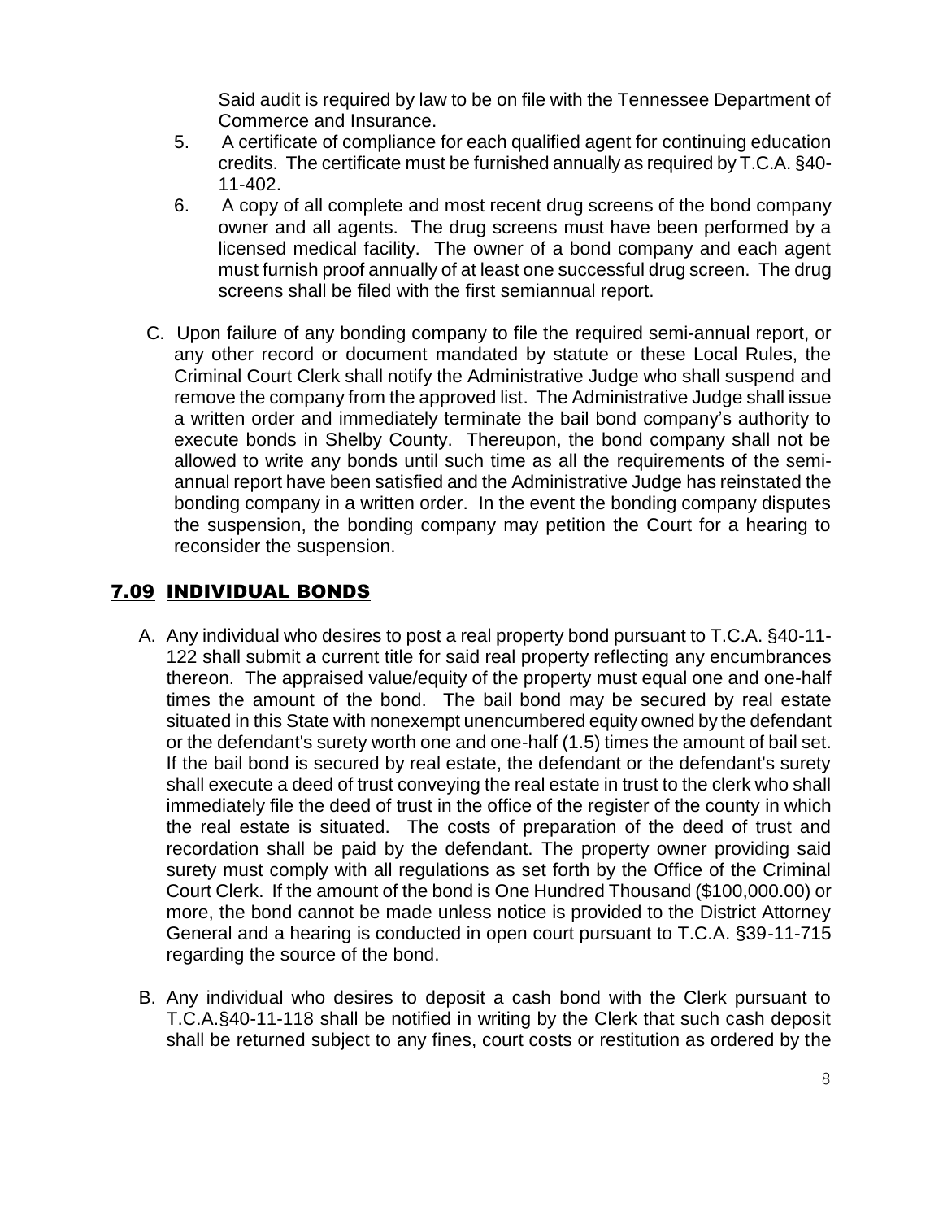Said audit is required by law to be on file with the Tennessee Department of Commerce and Insurance.

5. A certificate of compliance for each qualified agent for continuing education credits. The certificate must be furnished annually as required by T.C.A. §40-11-402.
6. A copy of all complete and most recent drug screens of the bond company owner and all agents. The drug screens must have been performed by a licensed medical facility. The owner of a bond company and each agent must furnish proof annually of at least one successful drug screen. The drug screens shall be filed with the first semiannual report.

C. Upon failure of any bonding company to file the required semi-annual report, or any other record or document mandated by statute or these Local Rules, the Criminal Court Clerk shall notify the Administrative Judge who shall suspend and remove the company from the approved list. The Administrative Judge shall issue a written order and immediately terminate the bail bond company's authority to execute bonds in Shelby County. Thereupon, the bond company shall not be allowed to write any bonds until such time as all the requirements of the semi-annual report have been satisfied and the Administrative Judge has reinstated the bonding company in a written order. In the event the bonding company disputes the suspension, the bonding company may petition the Court for a hearing to reconsider the suspension.

## 7.09 INDIVIDUAL BONDS

A. Any individual who desires to post a real property bond pursuant to T.C.A. §40-11-122 shall submit a current title for said real property reflecting any encumbrances thereon. The appraised value/equity of the property must equal one and one-half times the amount of the bond. The bail bond may be secured by real estate situated in this State with nonexempt unencumbered equity owned by the defendant or the defendant's surety worth one and one-half (1.5) times the amount of bail set. If the bail bond is secured by real estate, the defendant or the defendant's surety shall execute a deed of trust conveying the real estate in trust to the clerk who shall immediately file the deed of trust in the office of the register of the county in which the real estate is situated. The costs of preparation of the deed of trust and recordation shall be paid by the defendant. The property owner providing said surety must comply with all regulations as set forth by the Office of the Criminal Court Clerk. If the amount of the bond is One Hundred Thousand ($100,000.00) or more, the bond cannot be made unless notice is provided to the District Attorney General and a hearing is conducted in open court pursuant to T.C.A. §39-11-715 regarding the source of the bond.

B. Any individual who desires to deposit a cash bond with the Clerk pursuant to T.C.A.§40-11-118 shall be notified in writing by the Clerk that such cash deposit shall be returned subject to any fines, court costs or restitution as ordered by the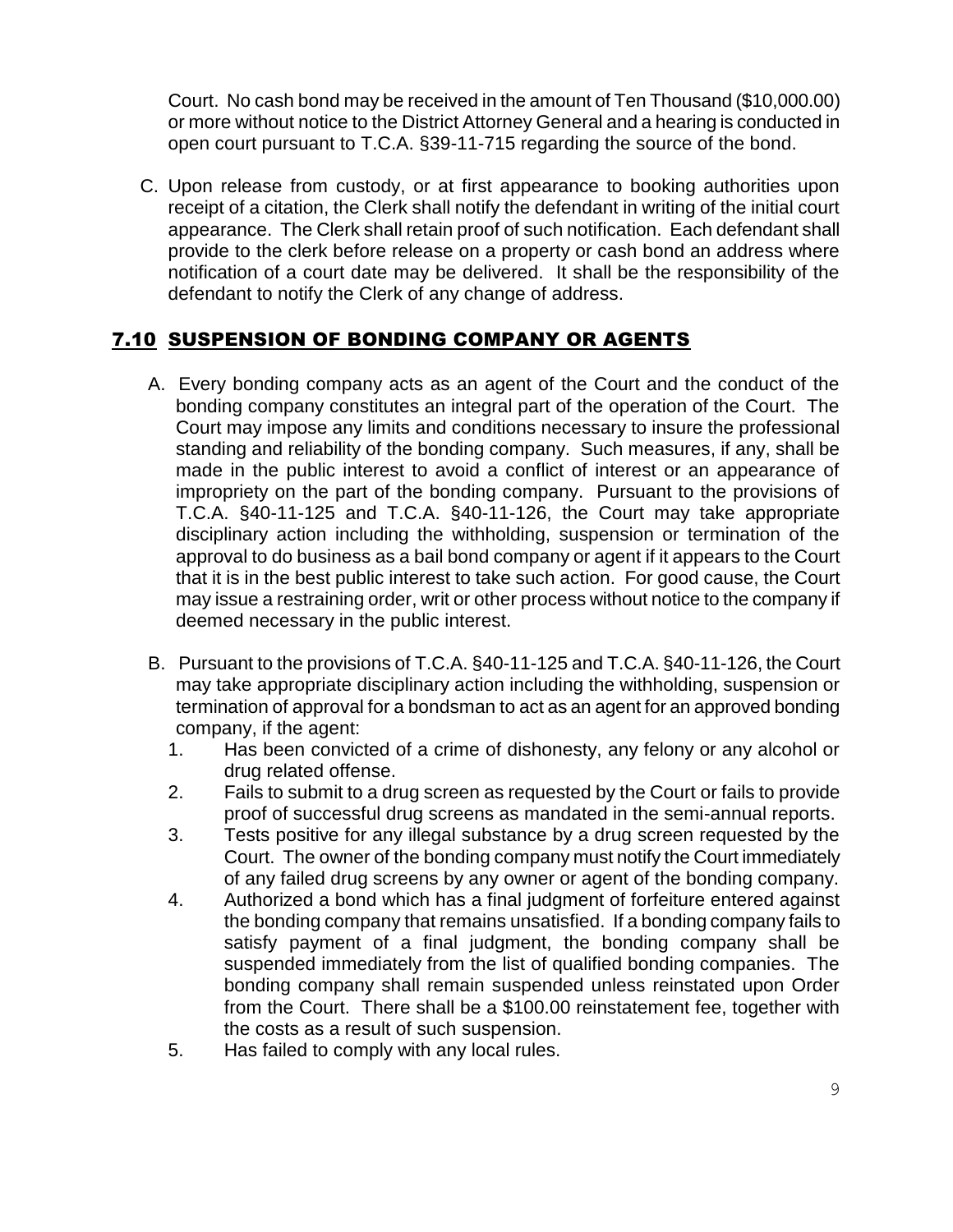Court. No cash bond may be received in the amount of Ten Thousand ($10,000.00) or more without notice to the District Attorney General and a hearing is conducted in open court pursuant to T.C.A. §39-11-715 regarding the source of the bond.

C. Upon release from custody, or at first appearance to booking authorities upon receipt of a citation, the Clerk shall notify the defendant in writing of the initial court appearance. The Clerk shall retain proof of such notification. Each defendant shall provide to the clerk before release on a property or cash bond an address where notification of a court date may be delivered. It shall be the responsibility of the defendant to notify the Clerk of any change of address.

## 7.10 SUSPENSION OF BONDING COMPANY OR AGENTS

A. Every bonding company acts as an agent of the Court and the conduct of the bonding company constitutes an integral part of the operation of the Court. The Court may impose any limits and conditions necessary to insure the professional standing and reliability of the bonding company. Such measures, if any, shall be made in the public interest to avoid a conflict of interest or an appearance of impropriety on the part of the bonding company. Pursuant to the provisions of T.C.A. §40-11-125 and T.C.A. §40-11-126, the Court may take appropriate disciplinary action including the withholding, suspension or termination of the approval to do business as a bail bond company or agent if it appears to the Court that it is in the best public interest to take such action. For good cause, the Court may issue a restraining order, writ or other process without notice to the company if deemed necessary in the public interest.

B. Pursuant to the provisions of T.C.A. §40-11-125 and T.C.A. §40-11-126, the Court may take appropriate disciplinary action including the withholding, suspension or termination of approval for a bondsman to act as an agent for an approved bonding company, if the agent:

1. Has been convicted of a crime of dishonesty, any felony or any alcohol or drug related offense.
2. Fails to submit to a drug screen as requested by the Court or fails to provide proof of successful drug screens as mandated in the semi-annual reports.
3. Tests positive for any illegal substance by a drug screen requested by the Court. The owner of the bonding company must notify the Court immediately of any failed drug screens by any owner or agent of the bonding company.
4. Authorized a bond which has a final judgment of forfeiture entered against the bonding company that remains unsatisfied. If a bonding company fails to satisfy payment of a final judgment, the bonding company shall be suspended immediately from the list of qualified bonding companies. The bonding company shall remain suspended unless reinstated upon Order from the Court. There shall be a $100.00 reinstatement fee, together with the costs as a result of such suspension.
5. Has failed to comply with any local rules.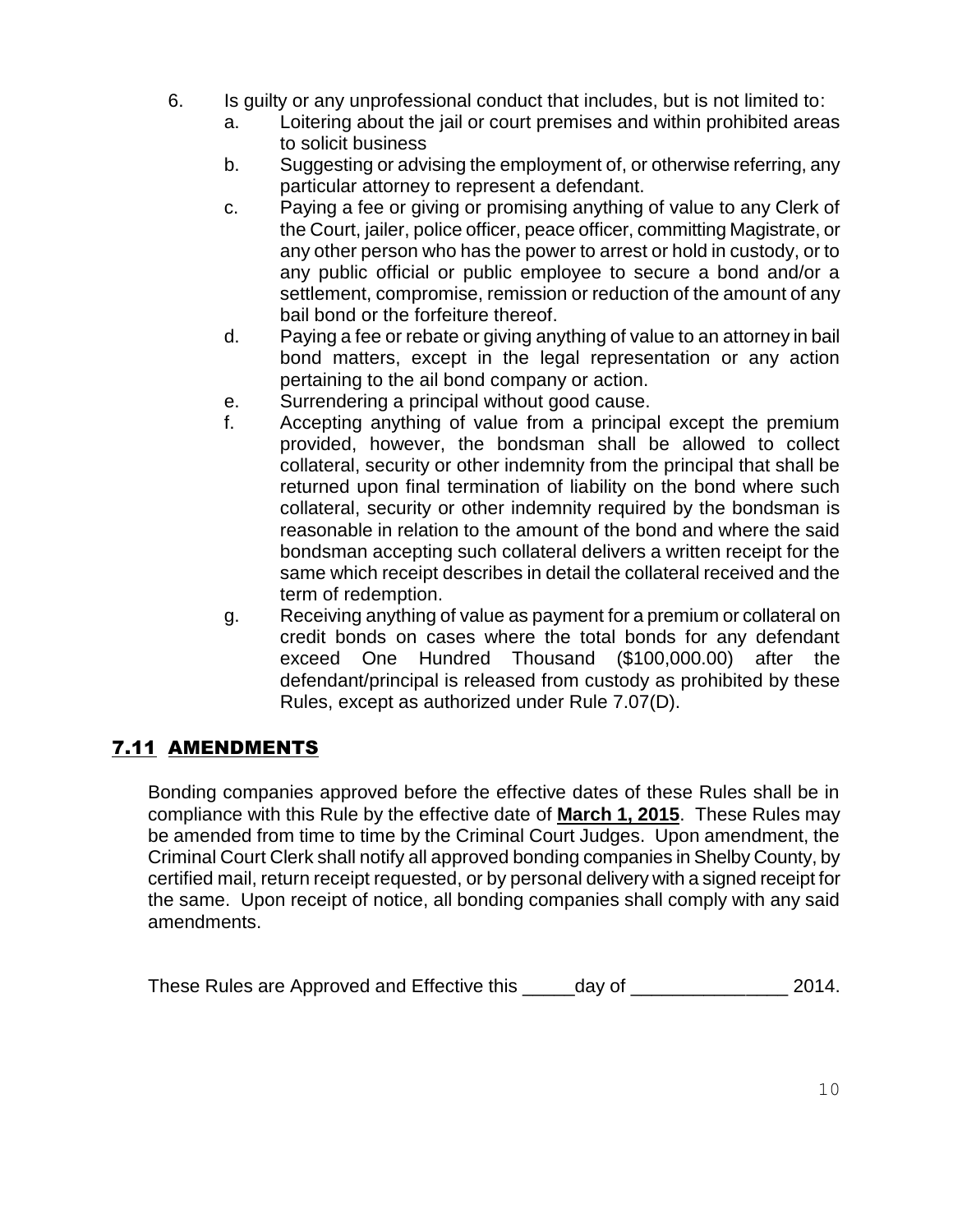6. Is guilty or any unprofessional conduct that includes, but is not limited to:
   a. Loitering about the jail or court premises and within prohibited areas to solicit business
   b. Suggesting or advising the employment of, or otherwise referring, any particular attorney to represent a defendant.
   c. Paying a fee or giving or promising anything of value to any Clerk of the Court, jailer, police officer, peace officer, committing Magistrate, or any other person who has the power to arrest or hold in custody, or to any public official or public employee to secure a bond and/or a settlement, compromise, remission or reduction of the amount of any bail bond or the forfeiture thereof.
   d. Paying a fee or rebate or giving anything of value to an attorney in bail bond matters, except in the legal representation or any action pertaining to the ail bond company or action.
   e. Surrendering a principal without good cause.
   f. Accepting anything of value from a principal except the premium provided, however, the bondsman shall be allowed to collect collateral, security or other indemnity from the principal that shall be returned upon final termination of liability on the bond where such collateral, security or other indemnity required by the bondsman is reasonable in relation to the amount of the bond and where the said bondsman accepting such collateral delivers a written receipt for the same which receipt describes in detail the collateral received and the term of redemption.
   g. Receiving anything of value as payment for a premium or collateral on credit bonds on cases where the total bonds for any defendant exceed One Hundred Thousand ($100,000.00) after the defendant/principal is released from custody as prohibited by these Rules, except as authorized under Rule 7.07(D).

## 7.11 AMENDMENTS

Bonding companies approved before the effective dates of these Rules shall be in compliance with this Rule by the effective date of **March 1, 2015**. These Rules may be amended from time to time by the Criminal Court Judges. Upon amendment, the Criminal Court Clerk shall notify all approved bonding companies in Shelby County, by certified mail, return receipt requested, or by personal delivery with a signed receipt for the same. Upon receipt of notice, all bonding companies shall comply with any said amendments.

These Rules are Approved and Effective this _____day of _______________ 2014.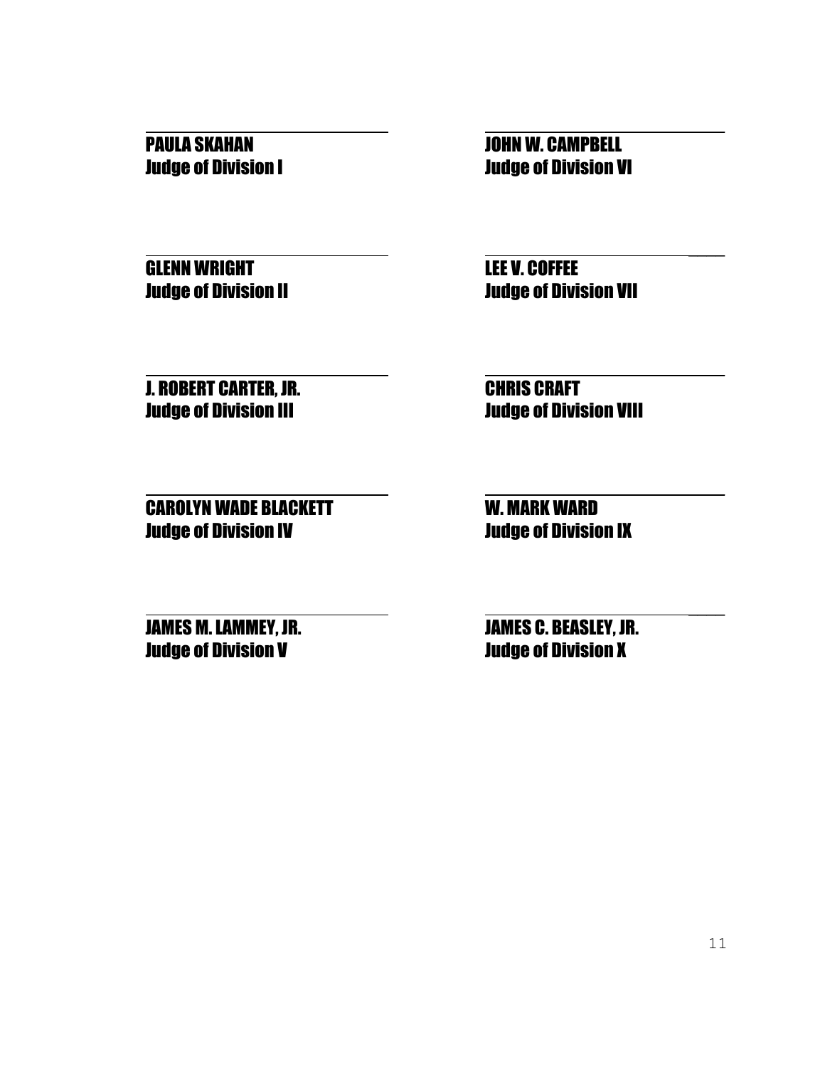**PAULA SKAHAN**
**Judge of Division I**

**GLENN WRIGHT**
**Judge of Division II**

**J. ROBERT CARTER, JR.**
**Judge of Division III**

**CAROLYN WADE BLACKETT**
**Judge of Division IV**

**JAMES M. LAMMEY, JR.**
**Judge of Division V**

**JOHN W. CAMPBELL**
**Judge of Division VI**

**LEE V. COFFEE**
**Judge of Division VII**

**CHRIS CRAFT**
**Judge of Division VIII**

**W. MARK WARD**
**Judge of Division IX**

**JAMES C. BEASLEY, JR.**
**Judge of Division X**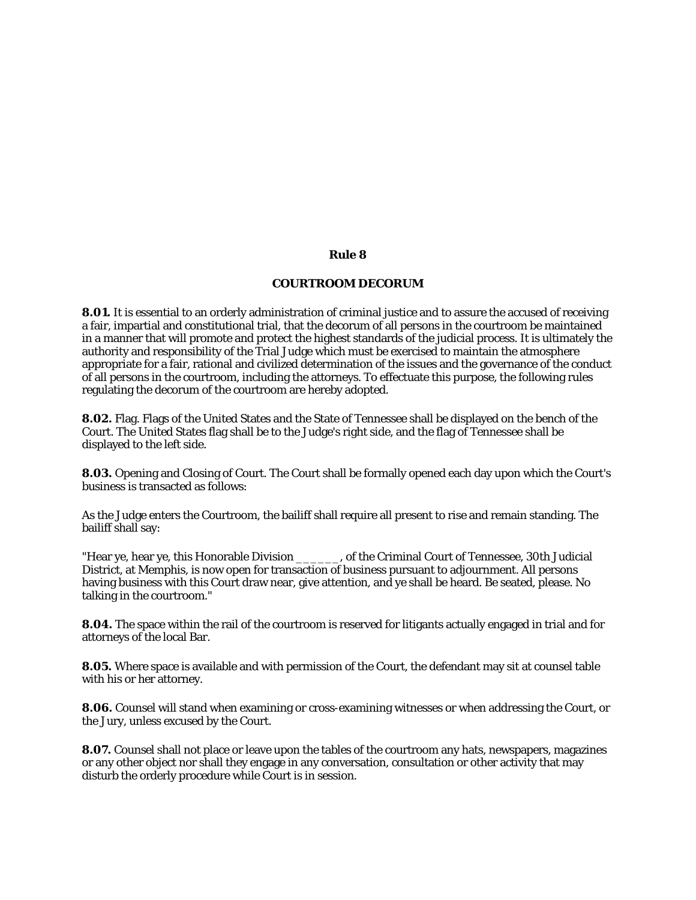## Rule 8

## COURTROOM DECORUM

**8.01.** It is essential to an orderly administration of criminal justice and to assure the accused of receiving a fair, impartial and constitutional trial, that the decorum of all persons in the courtroom be maintained in a manner that will promote and protect the highest standards of the judicial process. It is ultimately the authority and responsibility of the Trial Judge which must be exercised to maintain the atmosphere appropriate for a fair, rational and civilized determination of the issues and the governance of the conduct of all persons in the courtroom, including the attorneys. To effectuate this purpose, the following rules regulating the decorum of the courtroom are hereby adopted.

**8.02.** Flag. Flags of the United States and the State of Tennessee shall be displayed on the bench of the Court. The United States flag shall be to the Judge's right side, and the flag of Tennessee shall be displayed to the left side.

**8.03.** Opening and Closing of Court. The Court shall be formally opened each day upon which the Court's business is transacted as follows:

As the Judge enters the Courtroom, the bailiff shall require all present to rise and remain standing. The bailiff shall say:

"Hear ye, hear ye, this Honorable Division ______, of the Criminal Court of Tennessee, 30th Judicial District, at Memphis, is now open for transaction of business pursuant to adjournment. All persons having business with this Court draw near, give attention, and ye shall be heard. Be seated, please. No talking in the courtroom."

**8.04.** The space within the rail of the courtroom is reserved for litigants actually engaged in trial and for attorneys of the local Bar.

**8.05.** Where space is available and with permission of the Court, the defendant may sit at counsel table with his or her attorney.

**8.06.** Counsel will stand when examining or cross-examining witnesses or when addressing the Court, or the Jury, unless excused by the Court.

**8.07.** Counsel shall not place or leave upon the tables of the courtroom any hats, newspapers, magazines or any other object nor shall they engage in any conversation, consultation or other activity that may disturb the orderly procedure while Court is in session.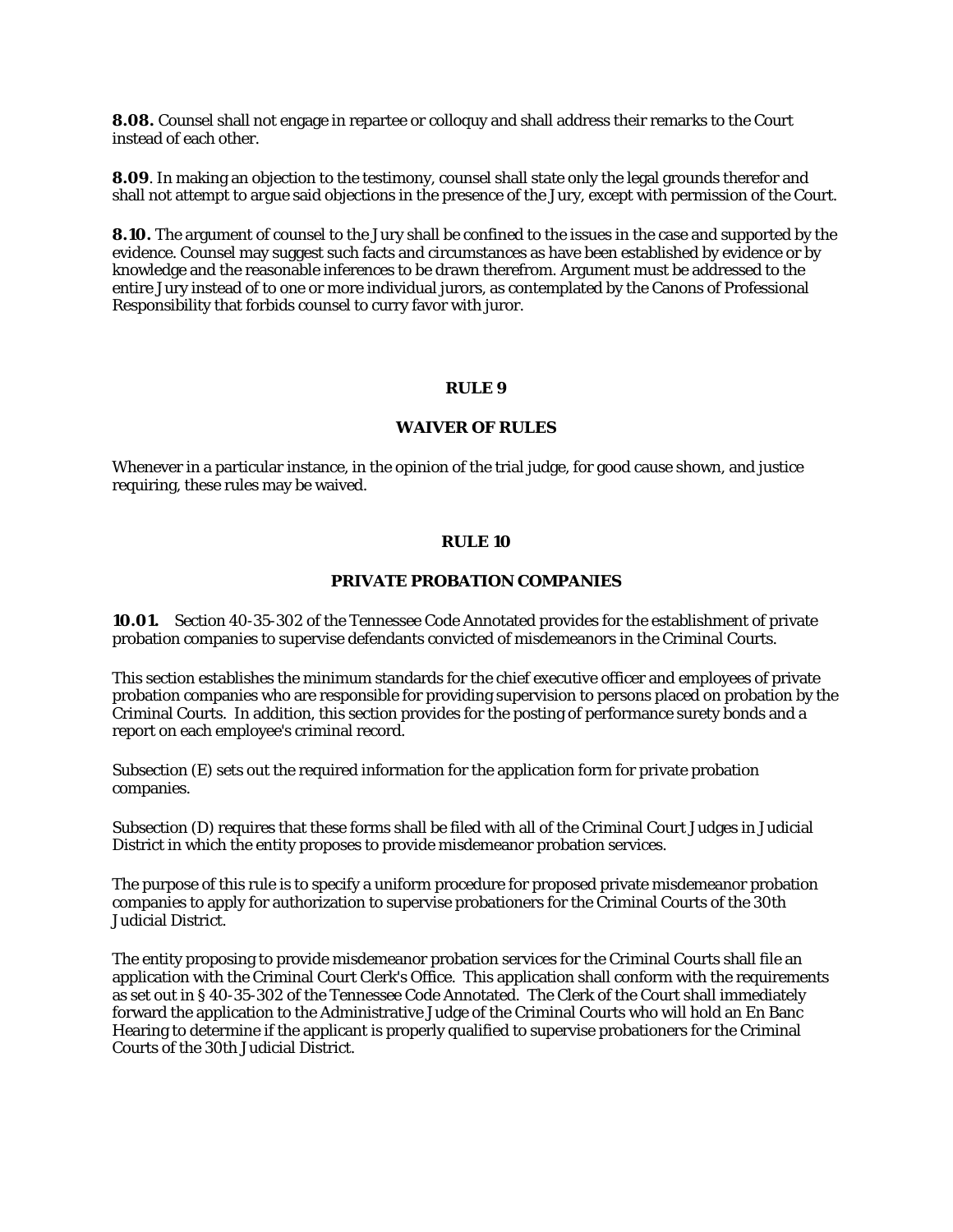**8.08.** Counsel shall not engage in repartee or colloquy and shall address their remarks to the Court instead of each other.

**8.09**. In making an objection to the testimony, counsel shall state only the legal grounds therefor and shall not attempt to argue said objections in the presence of the Jury, except with permission of the Court.

**8.10.** The argument of counsel to the Jury shall be confined to the issues in the case and supported by the evidence. Counsel may suggest such facts and circumstances as have been established by evidence or by knowledge and the reasonable inferences to be drawn therefrom. Argument must be addressed to the entire Jury instead of to one or more individual jurors, as contemplated by the Canons of Professional Responsibility that forbids counsel to curry favor with juror.

## RULE 9

## WAIVER OF RULES

Whenever in a particular instance, in the opinion of the trial judge, for good cause shown, and justice requiring, these rules may be waived.

## RULE 10

## PRIVATE PROBATION COMPANIES

**10.01.** Section 40-35-302 of the Tennessee Code Annotated provides for the establishment of private probation companies to supervise defendants convicted of misdemeanors in the Criminal Courts.

This section establishes the minimum standards for the chief executive officer and employees of private probation companies who are responsible for providing supervision to persons placed on probation by the Criminal Courts. In addition, this section provides for the posting of performance surety bonds and a report on each employee's criminal record.

Subsection (E) sets out the required information for the application form for private probation companies.

Subsection (D) requires that these forms shall be filed with all of the Criminal Court Judges in Judicial District in which the entity proposes to provide misdemeanor probation services.

The purpose of this rule is to specify a uniform procedure for proposed private misdemeanor probation companies to apply for authorization to supervise probationers for the Criminal Courts of the 30th Judicial District.

The entity proposing to provide misdemeanor probation services for the Criminal Courts shall file an application with the Criminal Court Clerk's Office. This application shall conform with the requirements as set out in § 40-35-302 of the Tennessee Code Annotated. The Clerk of the Court shall immediately forward the application to the Administrative Judge of the Criminal Courts who will hold an En Banc Hearing to determine if the applicant is properly qualified to supervise probationers for the Criminal Courts of the 30th Judicial District.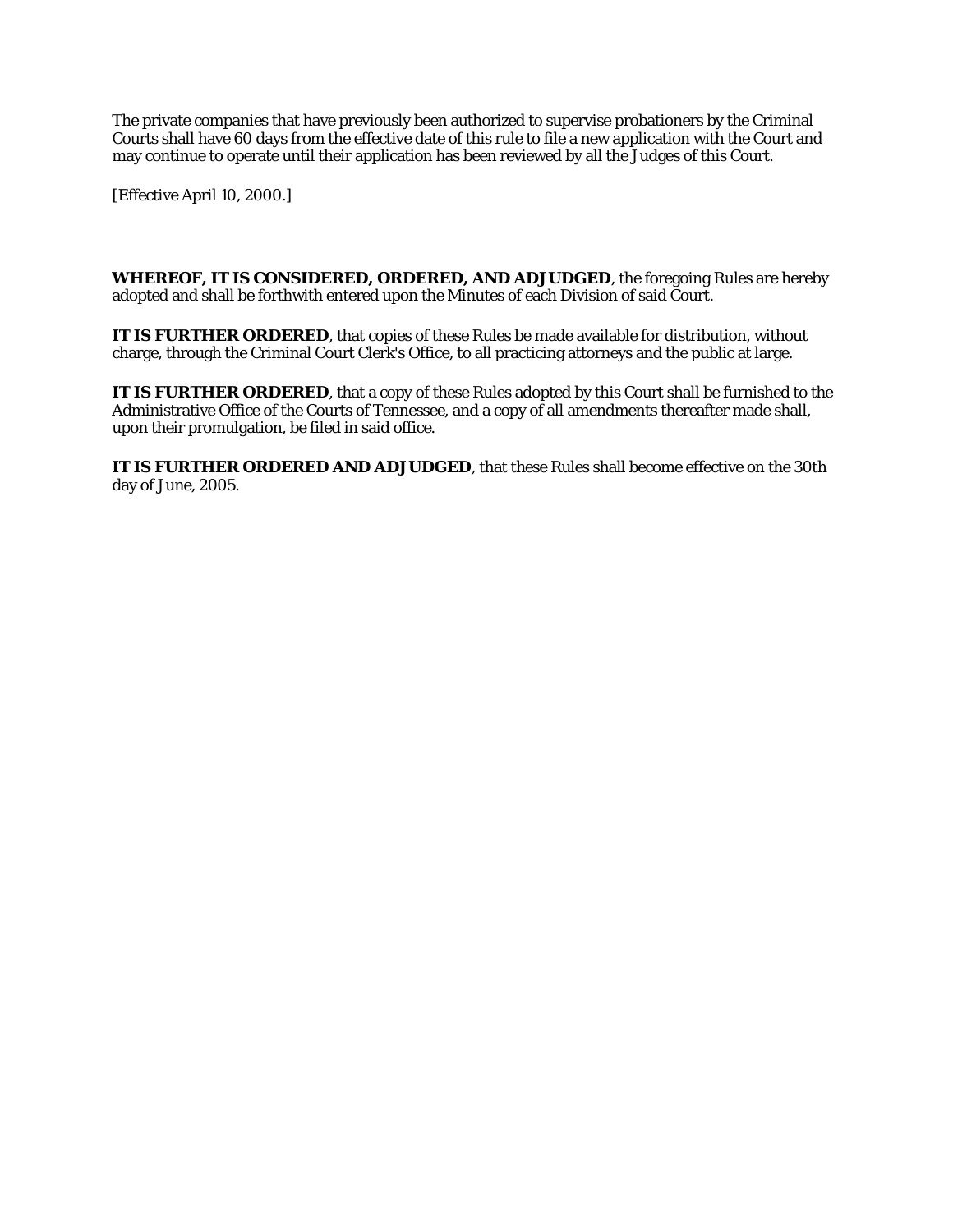The private companies that have previously been authorized to supervise probationers by the Criminal Courts shall have 60 days from the effective date of this rule to file a new application with the Court and may continue to operate until their application has been reviewed by all the Judges of this Court.

[Effective April 10, 2000.]

**WHEREOF, IT IS CONSIDERED, ORDERED, AND ADJUDGED**, the foregoing Rules are hereby adopted and shall be forthwith entered upon the Minutes of each Division of said Court.

**IT IS FURTHER ORDERED**, that copies of these Rules be made available for distribution, without charge, through the Criminal Court Clerk's Office, to all practicing attorneys and the public at large.

**IT IS FURTHER ORDERED**, that a copy of these Rules adopted by this Court shall be furnished to the Administrative Office of the Courts of Tennessee, and a copy of all amendments thereafter made shall, upon their promulgation, be filed in said office.

**IT IS FURTHER ORDERED AND ADJUDGED**, that these Rules shall become effective on the 30th day of June, 2005.